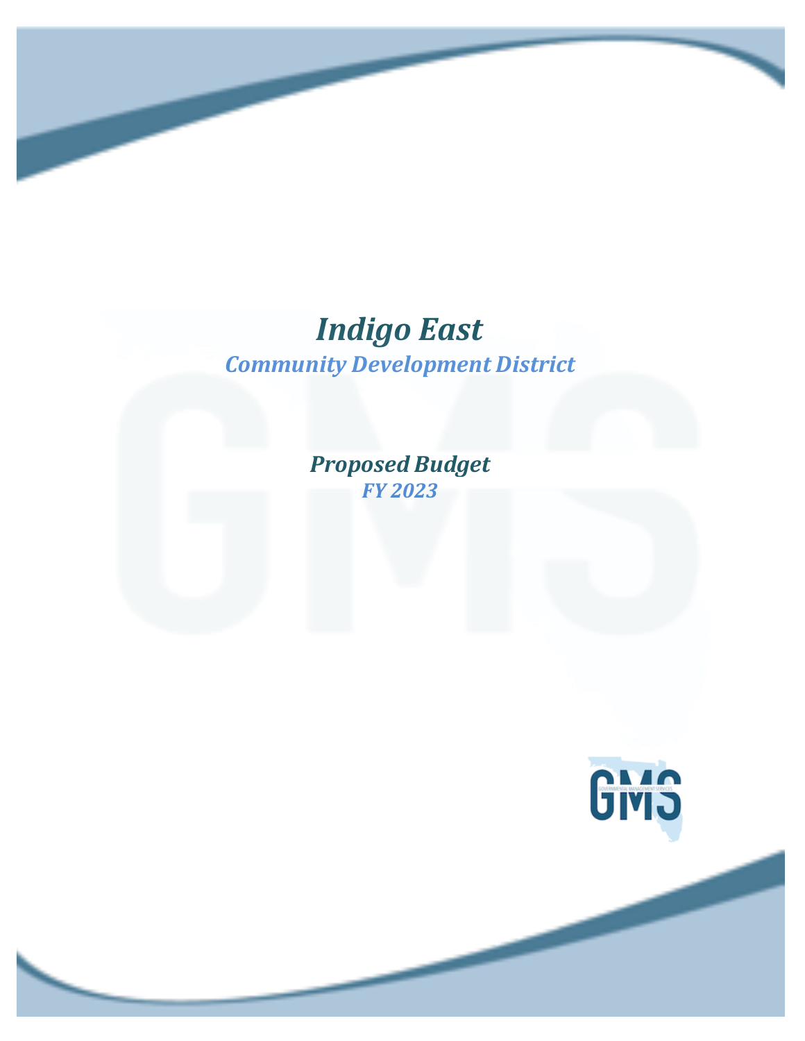# *Indigo East*

## *Community Development District*

### *Proposed Budget*

### *FY 2023*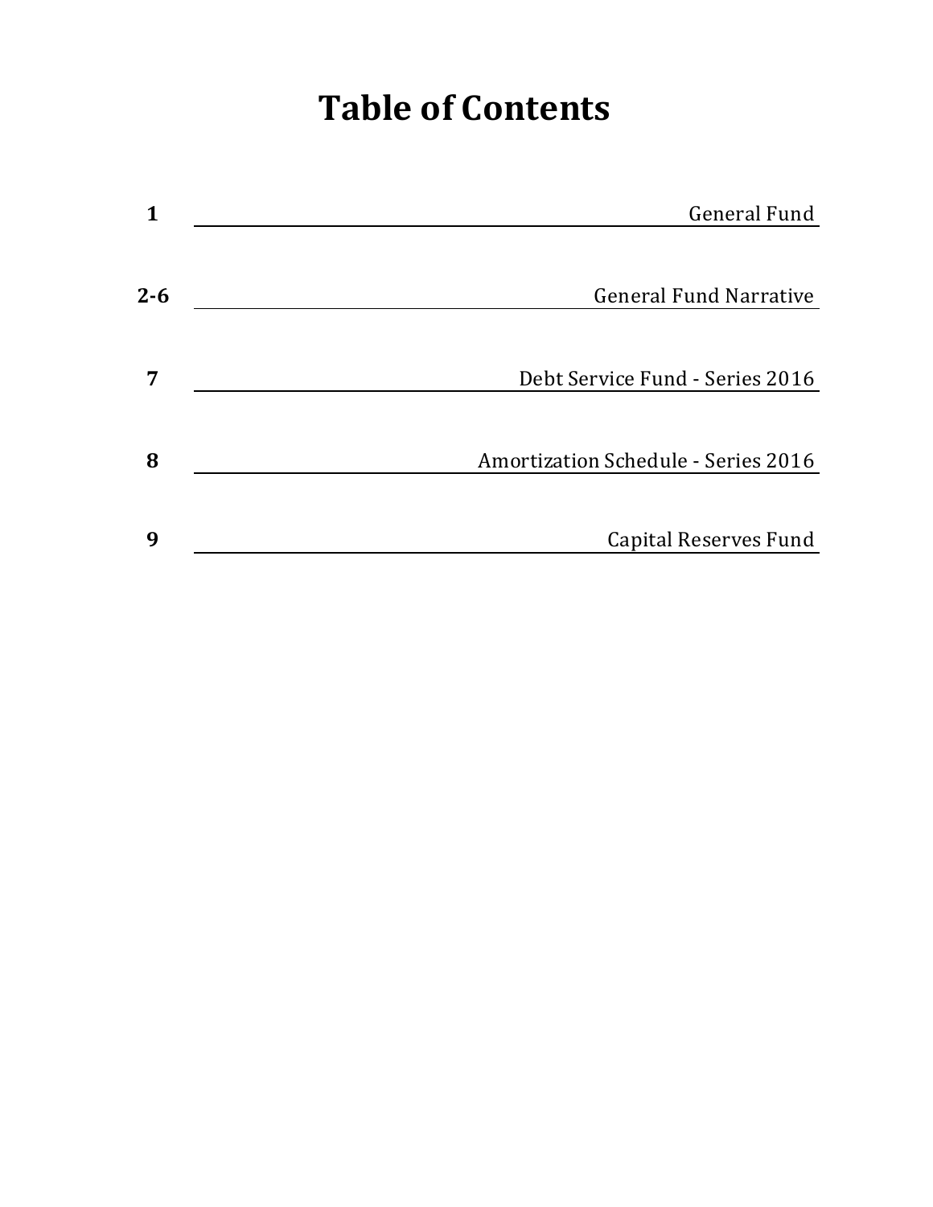# Table of Contents

| | |
|---|---|
| 1 | General Fund |
| 2-6 | General Fund Narrative |
| 7 | Debt Service Fund - Series 2016 |
| 8 | Amortization Schedule - Series 2016 |
| 9 | Capital Reserves Fund |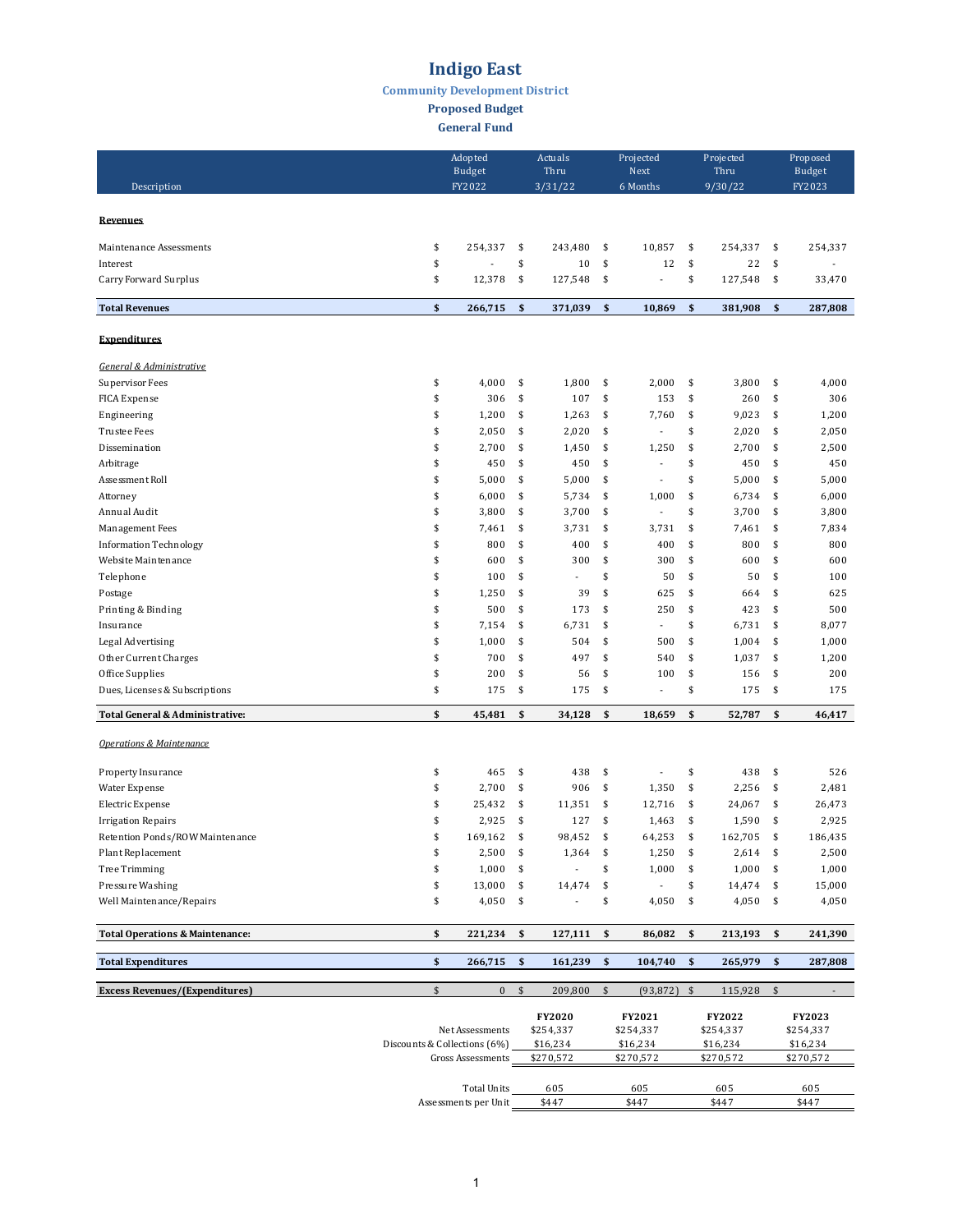# Indigo East

## Community Development District

### Proposed Budget

### General Fund

| Description | Adopted Budget FY2022 | Actuals Thru 3/31/22 | Projected Next 6 Months | Projected Thru 9/30/22 | Proposed Budget FY2023 |
|---|---|---|---|---|---|
| **Revenues** | | | | | |
| Maintenance Assessments | $ 254,337 | $ 243,480 | $ 10,857 | $ 254,337 | $ 254,337 |
| Interest | $ - | $ 10 | $ 12 | $ 22 | $ - |
| Carry Forward Surplus | $ 12,378 | $ 127,548 | $ - | $ 127,548 | $ 33,470 |
| **Total Revenues** | **$ 266,715** | **$ 371,039** | **$ 10,869** | **$ 381,908** | **$ 287,808** |
| **Expenditures** | | | | | |
| *General & Administrative* | | | | | |
| Supervisor Fees | $ 4,000 | $ 1,800 | $ 2,000 | $ 3,800 | $ 4,000 |
| FICA Expense | $ 306 | $ 107 | $ 153 | $ 260 | $ 306 |
| Engineering | $ 1,200 | $ 1,263 | $ 7,760 | $ 9,023 | $ 1,200 |
| Trustee Fees | $ 2,050 | $ 2,020 | $ - | $ 2,020 | $ 2,050 |
| Dissemination | $ 2,700 | $ 1,450 | $ 1,250 | $ 2,700 | $ 2,500 |
| Arbitrage | $ 450 | $ 450 | $ - | $ 450 | $ 450 |
| Assessment Roll | $ 5,000 | $ 5,000 | $ - | $ 5,000 | $ 5,000 |
| Attorney | $ 6,000 | $ 5,734 | $ 1,000 | $ 6,734 | $ 6,000 |
| Annual Audit | $ 3,800 | $ 3,700 | $ - | $ 3,700 | $ 3,800 |
| Management Fees | $ 7,461 | $ 3,731 | $ 3,731 | $ 7,461 | $ 7,834 |
| Information Technology | $ 800 | $ 400 | $ 400 | $ 800 | $ 800 |
| Website Maintenance | $ 600 | $ 300 | $ 300 | $ 600 | $ 600 |
| Telephone | $ 100 | $ - | $ 50 | $ 50 | $ 100 |
| Postage | $ 1,250 | $ 39 | $ 625 | $ 664 | $ 625 |
| Printing & Binding | $ 500 | $ 173 | $ 250 | $ 423 | $ 500 |
| Insurance | $ 7,154 | $ 6,731 | $ - | $ 6,731 | $ 8,077 |
| Legal Advertising | $ 1,000 | $ 504 | $ 500 | $ 1,004 | $ 1,000 |
| Other Current Charges | $ 700 | $ 497 | $ 540 | $ 1,037 | $ 1,200 |
| Office Supplies | $ 200 | $ 56 | $ 100 | $ 156 | $ 200 |
| Dues, Licenses & Subscriptions | $ 175 | $ 175 | $ - | $ 175 | $ 175 |
| **Total General & Administrative:** | **$ 45,481** | **$ 34,128** | **$ 18,659** | **$ 52,787** | **$ 46,417** |
| *Operations & Maintenance* | | | | | |
| Property Insurance | $ 465 | $ 438 | $ - | $ 438 | $ 526 |
| Water Expense | $ 2,700 | $ 906 | $ 1,350 | $ 2,256 | $ 2,481 |
| Electric Expense | $ 25,432 | $ 11,351 | $ 12,716 | $ 24,067 | $ 26,473 |
| Irrigation Repairs | $ 2,925 | $ 127 | $ 1,463 | $ 1,590 | $ 2,925 |
| Retention Ponds/ROW Maintenance | $ 169,162 | $ 98,452 | $ 64,253 | $ 162,705 | $ 186,435 |
| Plant Replacement | $ 2,500 | $ 1,364 | $ 1,250 | $ 2,614 | $ 2,500 |
| Tree Trimming | $ 1,000 | $ - | $ 1,000 | $ 1,000 | $ 1,000 |
| Pressure Washing | $ 13,000 | $ 14,474 | $ - | $ 14,474 | $ 15,000 |
| Well Maintenance/Repairs | $ 4,050 | $ - | $ 4,050 | $ 4,050 | $ 4,050 |
| **Total Operations & Maintenance:** | **$ 221,234** | **$ 127,111** | **$ 86,082** | **$ 213,193** | **$ 241,390** |
| **Total Expenditures** | **$ 266,715** | **$ 161,239** | **$ 104,740** | **$ 265,979** | **$ 287,808** |
| **Excess Revenues/(Expenditures)** | $ 0 | $ 209,800 | $ (93,872) | $ 115,928 | $ - |

| | FY2020 | FY2021 | FY2022 | FY2023 |
|---|---|---|---|---|
| Net Assessments | $254,337 | $254,337 | $254,337 | $254,337 |
| Discounts & Collections (6%) | $16,234 | $16,234 | $16,234 | $16,234 |
| Gross Assessments | $270,572 | $270,572 | $270,572 | $270,572 |
| Total Units | 605 | 605 | 605 | 605 |
| Assessments per Unit | $447 | $447 | $447 | $447 |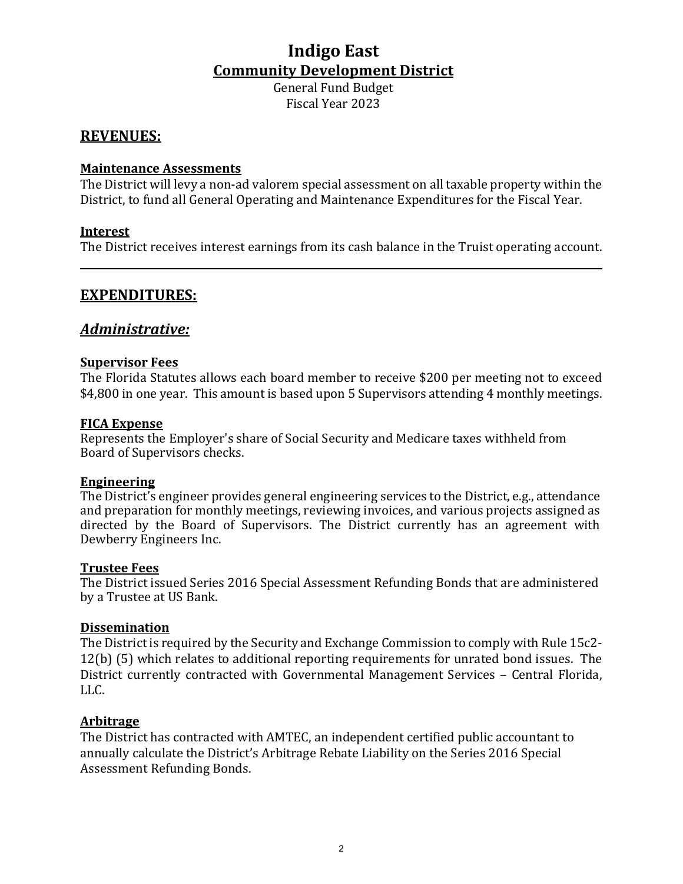# Indigo East

## Community Development District

General Fund Budget
Fiscal Year 2023

## REVENUES:

**Maintenance Assessments**

The District will levy a non-ad valorem special assessment on all taxable property within the District, to fund all General Operating and Maintenance Expenditures for the Fiscal Year.

**Interest**

The District receives interest earnings from its cash balance in the Truist operating account.

---

## EXPENDITURES:

### *Administrative:*

**Supervisor Fees**

The Florida Statutes allows each board member to receive $200 per meeting not to exceed $4,800 in one year. This amount is based upon 5 Supervisors attending 4 monthly meetings.

**FICA Expense**

Represents the Employer's share of Social Security and Medicare taxes withheld from Board of Supervisors checks.

**Engineering**

The District's engineer provides general engineering services to the District, e.g., attendance and preparation for monthly meetings, reviewing invoices, and various projects assigned as directed by the Board of Supervisors. The District currently has an agreement with Dewberry Engineers Inc.

**Trustee Fees**

The District issued Series 2016 Special Assessment Refunding Bonds that are administered by a Trustee at US Bank.

**Dissemination**

The District is required by the Security and Exchange Commission to comply with Rule 15c2-12(b) (5) which relates to additional reporting requirements for unrated bond issues. The District currently contracted with Governmental Management Services – Central Florida, LLC.

**Arbitrage**

The District has contracted with AMTEC, an independent certified public accountant to annually calculate the District's Arbitrage Rebate Liability on the Series 2016 Special Assessment Refunding Bonds.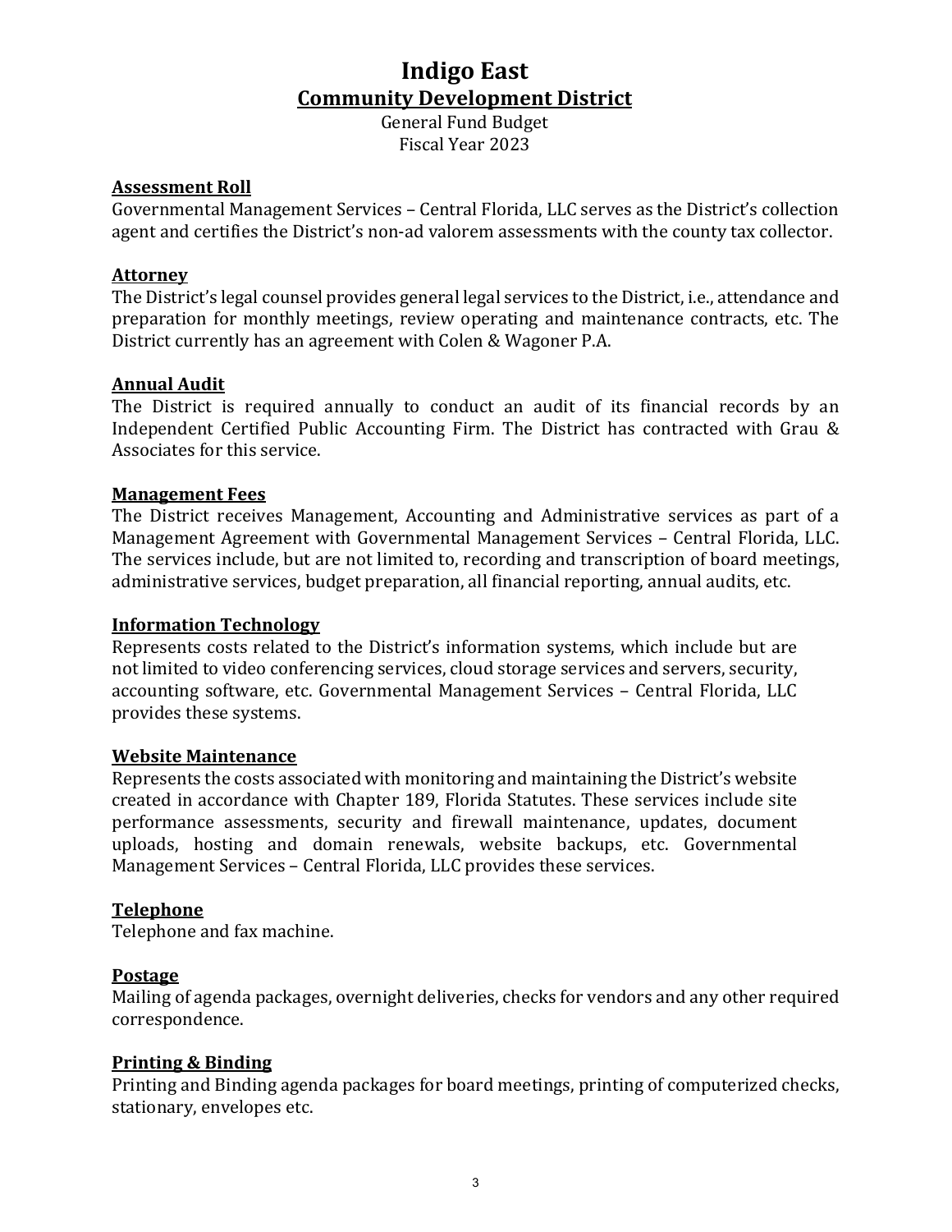# Indigo East

## Community Development District

General Fund Budget
Fiscal Year 2023

**Assessment Roll**

Governmental Management Services – Central Florida, LLC serves as the District's collection agent and certifies the District's non-ad valorem assessments with the county tax collector.

**Attorney**

The District's legal counsel provides general legal services to the District, i.e., attendance and preparation for monthly meetings, review operating and maintenance contracts, etc. The District currently has an agreement with Colen & Wagoner P.A.

**Annual Audit**

The District is required annually to conduct an audit of its financial records by an Independent Certified Public Accounting Firm. The District has contracted with Grau & Associates for this service.

**Management Fees**

The District receives Management, Accounting and Administrative services as part of a Management Agreement with Governmental Management Services – Central Florida, LLC. The services include, but are not limited to, recording and transcription of board meetings, administrative services, budget preparation, all financial reporting, annual audits, etc.

**Information Technology**

Represents costs related to the District's information systems, which include but are not limited to video conferencing services, cloud storage services and servers, security, accounting software, etc. Governmental Management Services – Central Florida, LLC provides these systems.

**Website Maintenance**

Represents the costs associated with monitoring and maintaining the District's website created in accordance with Chapter 189, Florida Statutes. These services include site performance assessments, security and firewall maintenance, updates, document uploads, hosting and domain renewals, website backups, etc. Governmental Management Services – Central Florida, LLC provides these services.

**Telephone**

Telephone and fax machine.

**Postage**

Mailing of agenda packages, overnight deliveries, checks for vendors and any other required correspondence.

**Printing & Binding**

Printing and Binding agenda packages for board meetings, printing of computerized checks, stationary, envelopes etc.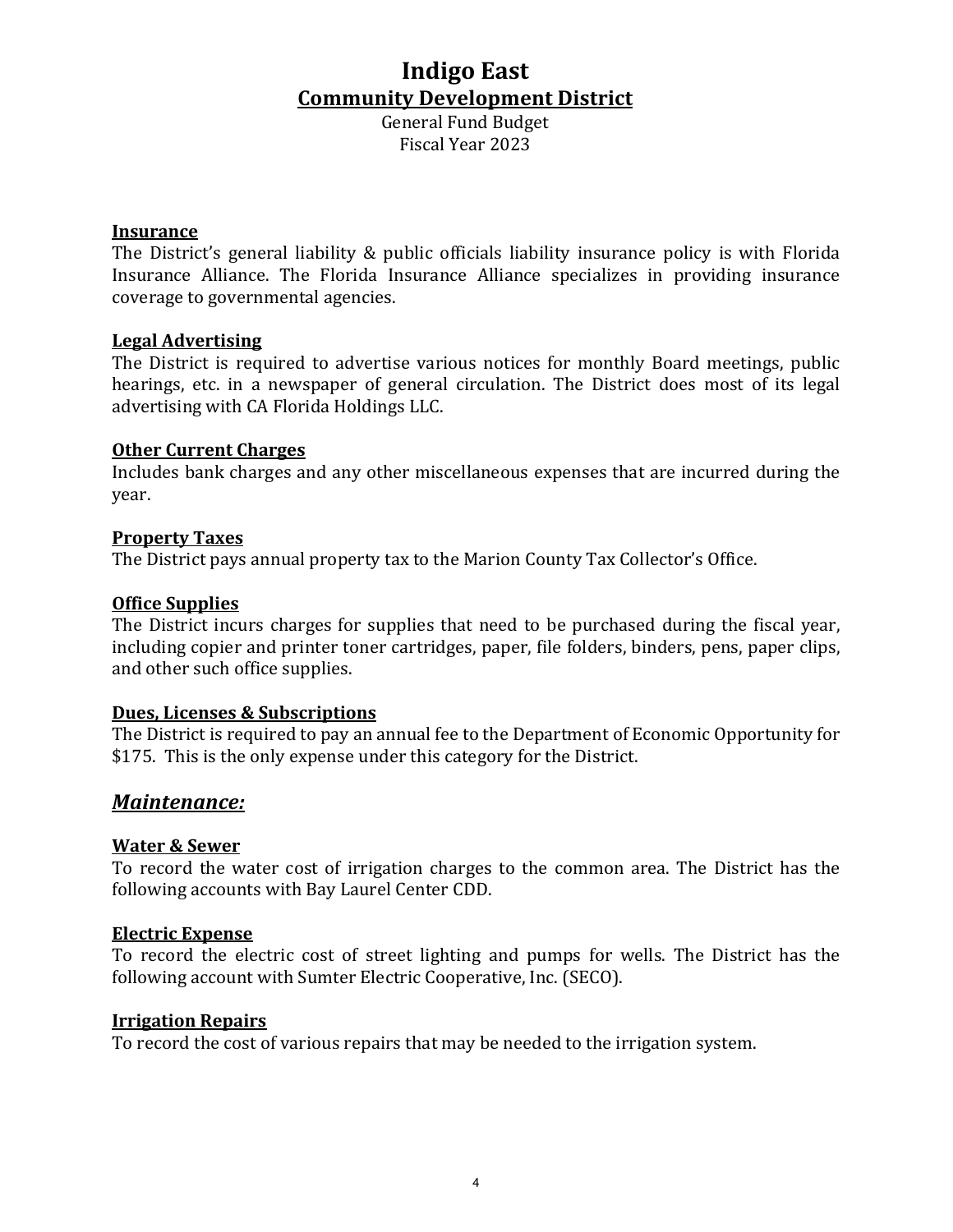# Indigo East
## Community Development District

General Fund Budget
Fiscal Year 2023

**Insurance**
The District's general liability & public officials liability insurance policy is with Florida Insurance Alliance. The Florida Insurance Alliance specializes in providing insurance coverage to governmental agencies.

**Legal Advertising**
The District is required to advertise various notices for monthly Board meetings, public hearings, etc. in a newspaper of general circulation. The District does most of its legal advertising with CA Florida Holdings LLC.

**Other Current Charges**
Includes bank charges and any other miscellaneous expenses that are incurred during the year.

**Property Taxes**
The District pays annual property tax to the Marion County Tax Collector's Office.

**Office Supplies**
The District incurs charges for supplies that need to be purchased during the fiscal year, including copier and printer toner cartridges, paper, file folders, binders, pens, paper clips, and other such office supplies.

**Dues, Licenses & Subscriptions**
The District is required to pay an annual fee to the Department of Economic Opportunity for $175. This is the only expense under this category for the District.

## *Maintenance:*

**Water & Sewer**
To record the water cost of irrigation charges to the common area. The District has the following accounts with Bay Laurel Center CDD.

**Electric Expense**
To record the electric cost of street lighting and pumps for wells. The District has the following account with Sumter Electric Cooperative, Inc. (SECO).

**Irrigation Repairs**
To record the cost of various repairs that may be needed to the irrigation system.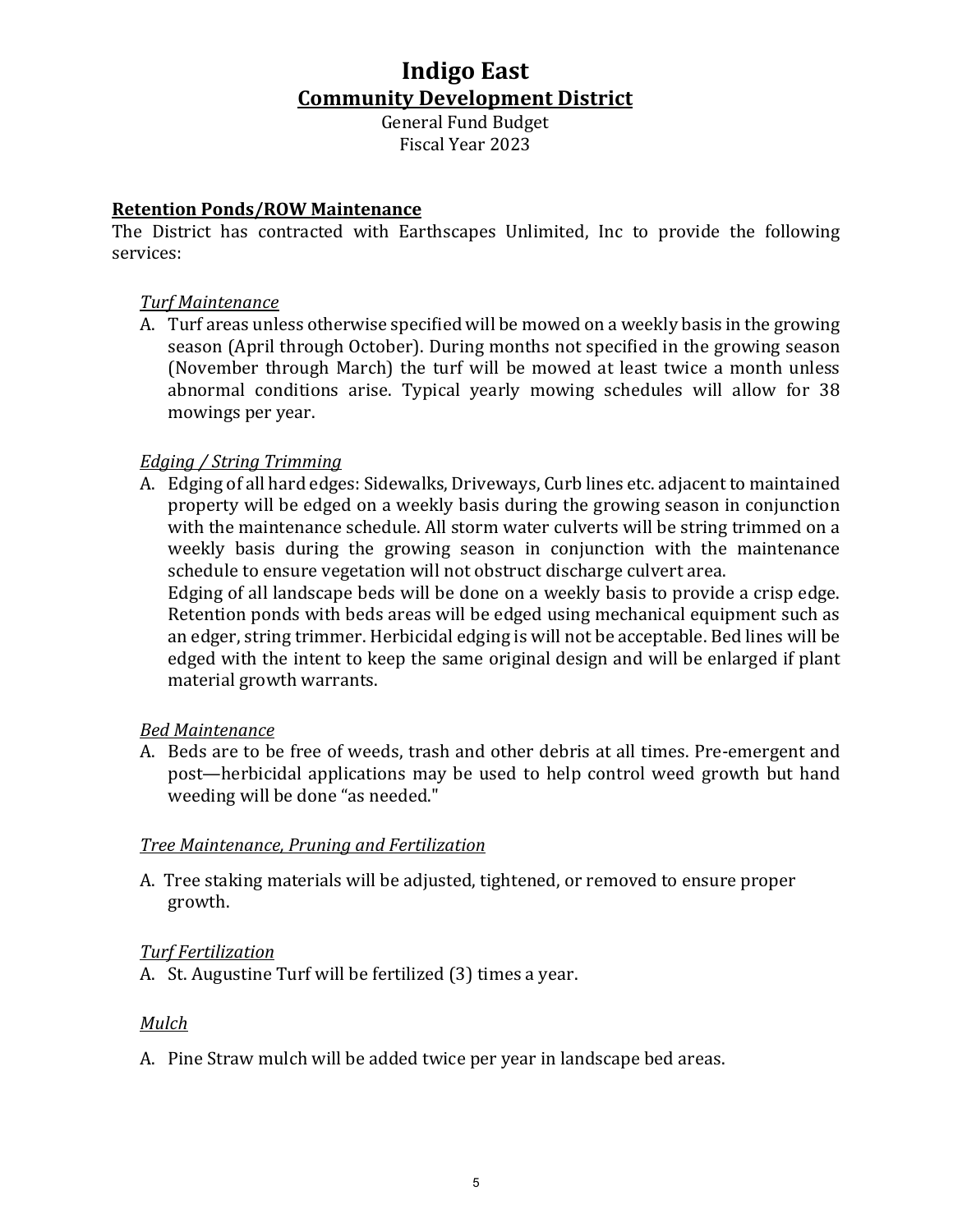# Indigo East

## Community Development District

General Fund Budget
Fiscal Year 2023

**Retention Ponds/ROW Maintenance**

The District has contracted with Earthscapes Unlimited, Inc to provide the following services:

*Turf Maintenance*

A. Turf areas unless otherwise specified will be mowed on a weekly basis in the growing season (April through October). During months not specified in the growing season (November through March) the turf will be mowed at least twice a month unless abnormal conditions arise. Typical yearly mowing schedules will allow for 38 mowings per year.

*Edging / String Trimming*

A. Edging of all hard edges: Sidewalks, Driveways, Curb lines etc. adjacent to maintained property will be edged on a weekly basis during the growing season in conjunction with the maintenance schedule. All storm water culverts will be string trimmed on a weekly basis during the growing season in conjunction with the maintenance schedule to ensure vegetation will not obstruct discharge culvert area.
   Edging of all landscape beds will be done on a weekly basis to provide a crisp edge. Retention ponds with beds areas will be edged using mechanical equipment such as an edger, string trimmer. Herbicidal edging is will not be acceptable. Bed lines will be edged with the intent to keep the same original design and will be enlarged if plant material growth warrants.

*Bed Maintenance*

A. Beds are to be free of weeds, trash and other debris at all times. Pre-emergent and post—herbicidal applications may be used to help control weed growth but hand weeding will be done "as needed."

*Tree Maintenance, Pruning and Fertilization*

A. Tree staking materials will be adjusted, tightened, or removed to ensure proper growth.

*Turf Fertilization*

A. St. Augustine Turf will be fertilized (3) times a year.

*Mulch*

A. Pine Straw mulch will be added twice per year in landscape bed areas.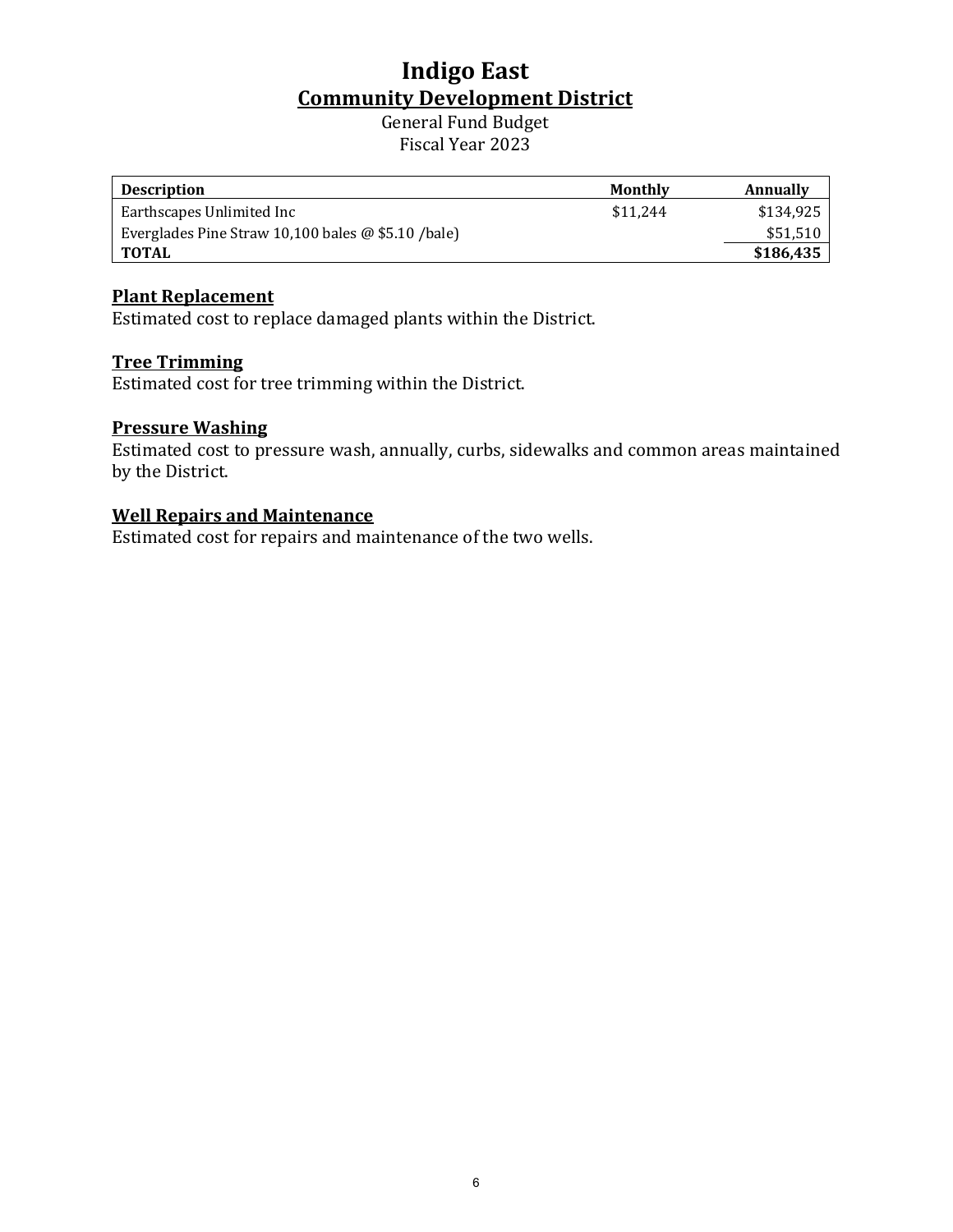# Indigo East

## Community Development District

General Fund Budget

Fiscal Year 2023

| Description | Monthly | Annually |
|---|---|---|
| Earthscapes Unlimited Inc | $11,244 | $134,925 |
| Everglades Pine Straw 10,100 bales @ $5.10 /bale) | | $51,510 |
| **TOTAL** | | **$186,435** |

### Plant Replacement

Estimated cost to replace damaged plants within the District.

### Tree Trimming

Estimated cost for tree trimming within the District.

### Pressure Washing

Estimated cost to pressure wash, annually, curbs, sidewalks and common areas maintained by the District.

### Well Repairs and Maintenance

Estimated cost for repairs and maintenance of the two wells.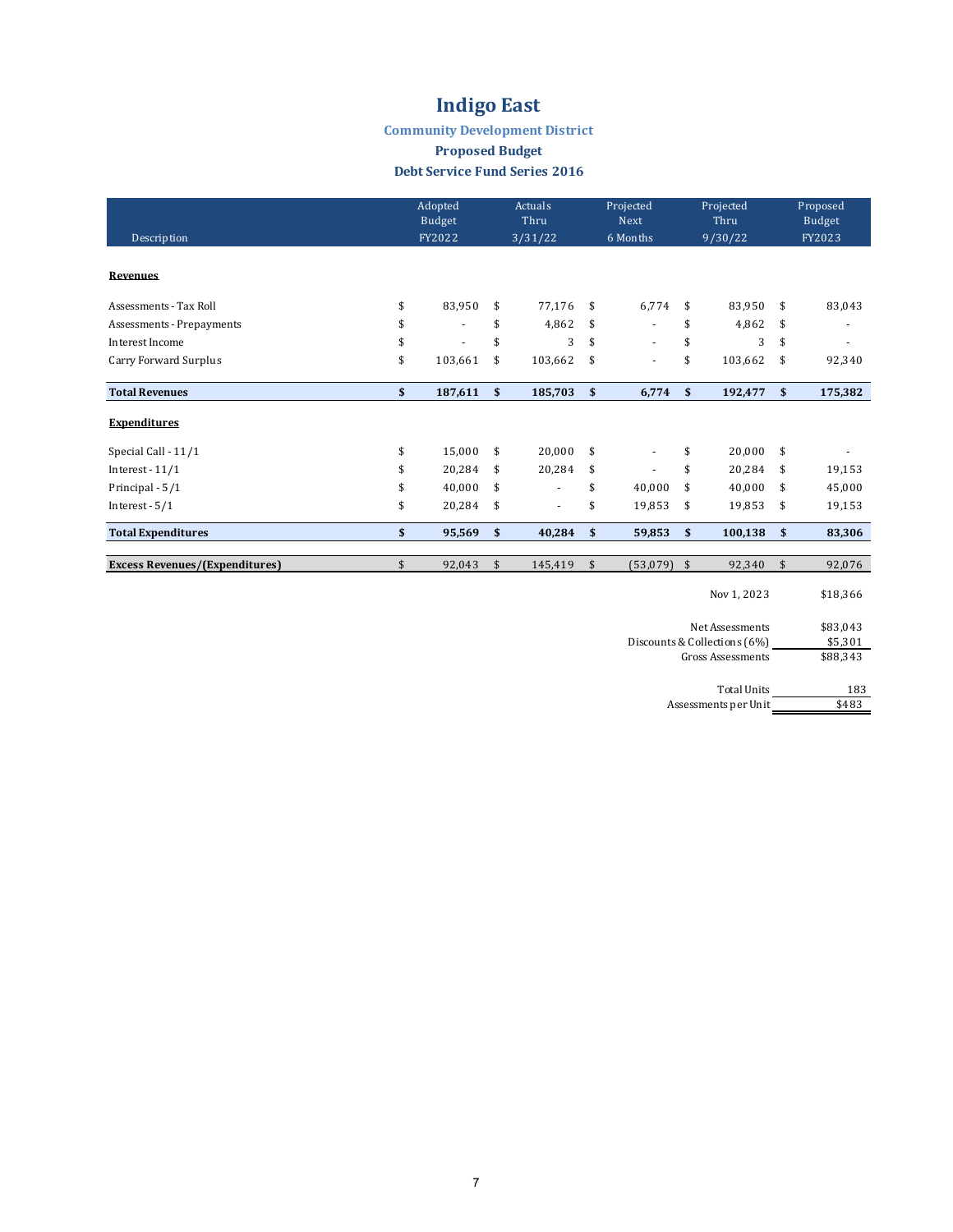# Indigo East

### Community Development District

### Proposed Budget

### Debt Service Fund Series 2016

| Description | Adopted Budget FY2022 | Actuals Thru 3/31/22 | Projected Next 6 Months | Projected Thru 9/30/22 | Proposed Budget FY2023 |
|---|---|---|---|---|---|
| **Revenues** | | | | | |
| Assessments - Tax Roll | $ 83,950 | $ 77,176 | $ 6,774 | $ 83,950 | $ 83,043 |
| Assessments - Prepayments | $ - | $ 4,862 | $ - | $ 4,862 | $ - |
| Interest Income | $ - | $ 3 | $ - | $ 3 | $ - |
| Carry Forward Surplus | $ 103,661 | $ 103,662 | $ - | $ 103,662 | $ 92,340 |
| **Total Revenues** | **$ 187,611** | **$ 185,703** | **$ 6,774** | **$ 192,477** | **$ 175,382** |
| **Expenditures** | | | | | |
| Special Call - 11/1 | $ 15,000 | $ 20,000 | $ - | $ 20,000 | $ - |
| Interest - 11/1 | $ 20,284 | $ 20,284 | $ - | $ 20,284 | $ 19,153 |
| Principal - 5/1 | $ 40,000 | $ - | $ 40,000 | $ 40,000 | $ 45,000 |
| Interest - 5/1 | $ 20,284 | $ - | $ 19,853 | $ 19,853 | $ 19,153 |
| **Total Expenditures** | **$ 95,569** | **$ 40,284** | **$ 59,853** | **$ 100,138** | **$ 83,306** |
| **Excess Revenues/(Expenditures)** | $ 92,043 | $ 145,419 | $ (53,079) | $ 92,340 | $ 92,076 |

| | |
|---|---|
| Nov 1, 2023 | $18,366 |
| Net Assessments | $83,043 |
| Discounts & Collections (6%) | $5,301 |
| Gross Assessments | $88,343 |
| Total Units | 183 |
| Assessments per Unit | $483 |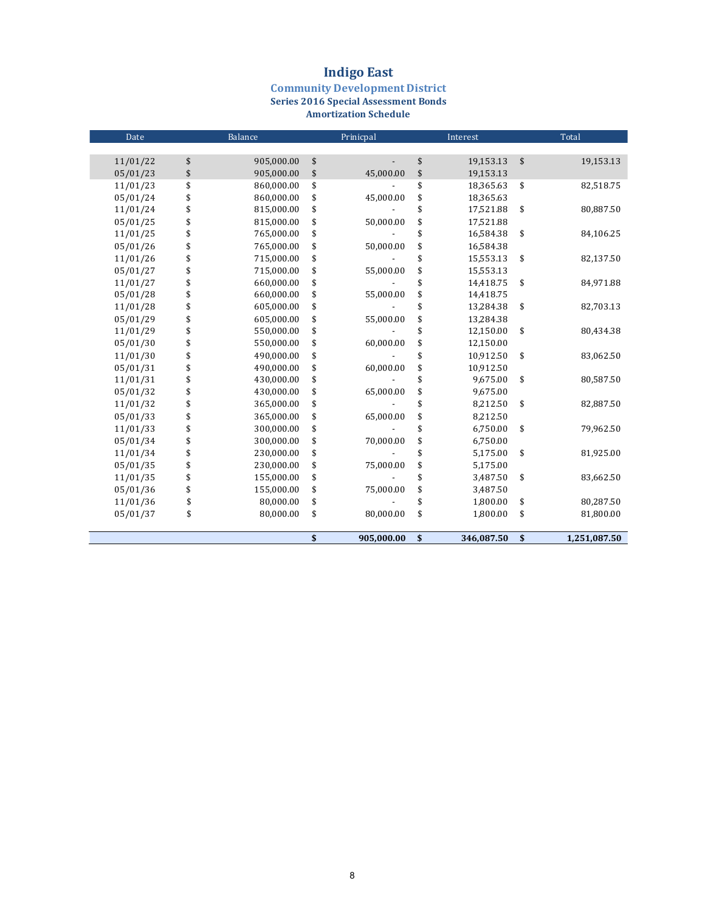# Indigo East

## Community Development District

### Series 2016 Special Assessment Bonds

### Amortization Schedule

| Date | Balance | Prinicpal | Interest | Total |
|---|---|---|---|---|
| 11/01/22 | $ 905,000.00 | $ - | $ 19,153.13 | $ 19,153.13 |
| 05/01/23 | $ 905,000.00 | $ 45,000.00 | $ 19,153.13 | |
| 11/01/23 | $ 860,000.00 | $ - | $ 18,365.63 | $ 82,518.75 |
| 05/01/24 | $ 860,000.00 | $ 45,000.00 | $ 18,365.63 | |
| 11/01/24 | $ 815,000.00 | $ - | $ 17,521.88 | $ 80,887.50 |
| 05/01/25 | $ 815,000.00 | $ 50,000.00 | $ 17,521.88 | |
| 11/01/25 | $ 765,000.00 | $ - | $ 16,584.38 | $ 84,106.25 |
| 05/01/26 | $ 765,000.00 | $ 50,000.00 | $ 16,584.38 | |
| 11/01/26 | $ 715,000.00 | $ - | $ 15,553.13 | $ 82,137.50 |
| 05/01/27 | $ 715,000.00 | $ 55,000.00 | $ 15,553.13 | |
| 11/01/27 | $ 660,000.00 | $ - | $ 14,418.75 | $ 84,971.88 |
| 05/01/28 | $ 660,000.00 | $ 55,000.00 | $ 14,418.75 | |
| 11/01/28 | $ 605,000.00 | $ - | $ 13,284.38 | $ 82,703.13 |
| 05/01/29 | $ 605,000.00 | $ 55,000.00 | $ 13,284.38 | |
| 11/01/29 | $ 550,000.00 | $ - | $ 12,150.00 | $ 80,434.38 |
| 05/01/30 | $ 550,000.00 | $ 60,000.00 | $ 12,150.00 | |
| 11/01/30 | $ 490,000.00 | $ - | $ 10,912.50 | $ 83,062.50 |
| 05/01/31 | $ 490,000.00 | $ 60,000.00 | $ 10,912.50 | |
| 11/01/31 | $ 430,000.00 | $ - | $ 9,675.00 | $ 80,587.50 |
| 05/01/32 | $ 430,000.00 | $ 65,000.00 | $ 9,675.00 | |
| 11/01/32 | $ 365,000.00 | $ - | $ 8,212.50 | $ 82,887.50 |
| 05/01/33 | $ 365,000.00 | $ 65,000.00 | $ 8,212.50 | |
| 11/01/33 | $ 300,000.00 | $ - | $ 6,750.00 | $ 79,962.50 |
| 05/01/34 | $ 300,000.00 | $ 70,000.00 | $ 6,750.00 | |
| 11/01/34 | $ 230,000.00 | $ - | $ 5,175.00 | $ 81,925.00 |
| 05/01/35 | $ 230,000.00 | $ 75,000.00 | $ 5,175.00 | |
| 11/01/35 | $ 155,000.00 | $ - | $ 3,487.50 | $ 83,662.50 |
| 05/01/36 | $ 155,000.00 | $ 75,000.00 | $ 3,487.50 | |
| 11/01/36 | $ 80,000.00 | $ - | $ 1,800.00 | $ 80,287.50 |
| 05/01/37 | $ 80,000.00 | $ 80,000.00 | $ 1,800.00 | $ 81,800.00 |
| | | **$ 905,000.00** | **$ 346,087.50** | **$ 1,251,087.50** |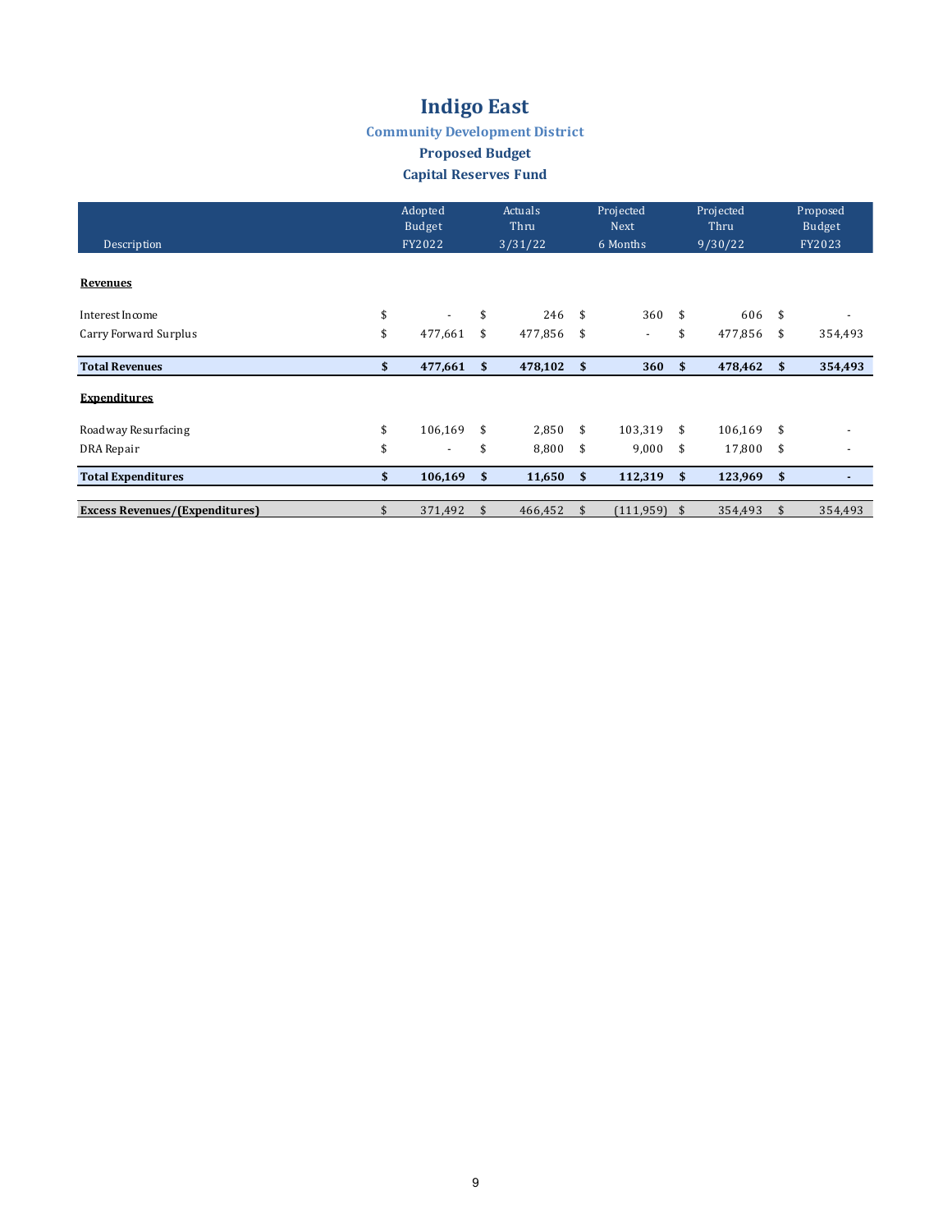# Indigo East

### Community Development District

### Proposed Budget

### Capital Reserves Fund

| Description | Adopted Budget FY2022 | Actuals Thru 3/31/22 | Projected Next 6 Months | Projected Thru 9/30/22 | Proposed Budget FY2023 |
|---|---|---|---|---|---|
| **Revenues** | | | | | |
| Interest Income | $ - | $ 246 | $ 360 | $ 606 | $ - |
| Carry Forward Surplus | $ 477,661 | $ 477,856 | $ - | $ 477,856 | $ 354,493 |
| **Total Revenues** | **$ 477,661** | **$ 478,102** | **$ 360** | **$ 478,462** | **$ 354,493** |
| **Expenditures** | | | | | |
| Roadway Resurfacing | $ 106,169 | $ 2,850 | $ 103,319 | $ 106,169 | $ - |
| DRA Repair | $ - | $ 8,800 | $ 9,000 | $ 17,800 | $ - |
| **Total Expenditures** | **$ 106,169** | **$ 11,650** | **$ 112,319** | **$ 123,969** | **$ -** |
| **Excess Revenues/(Expenditures)** | $ 371,492 | $ 466,452 | $ (111,959) | $ 354,493 | $ 354,493 |